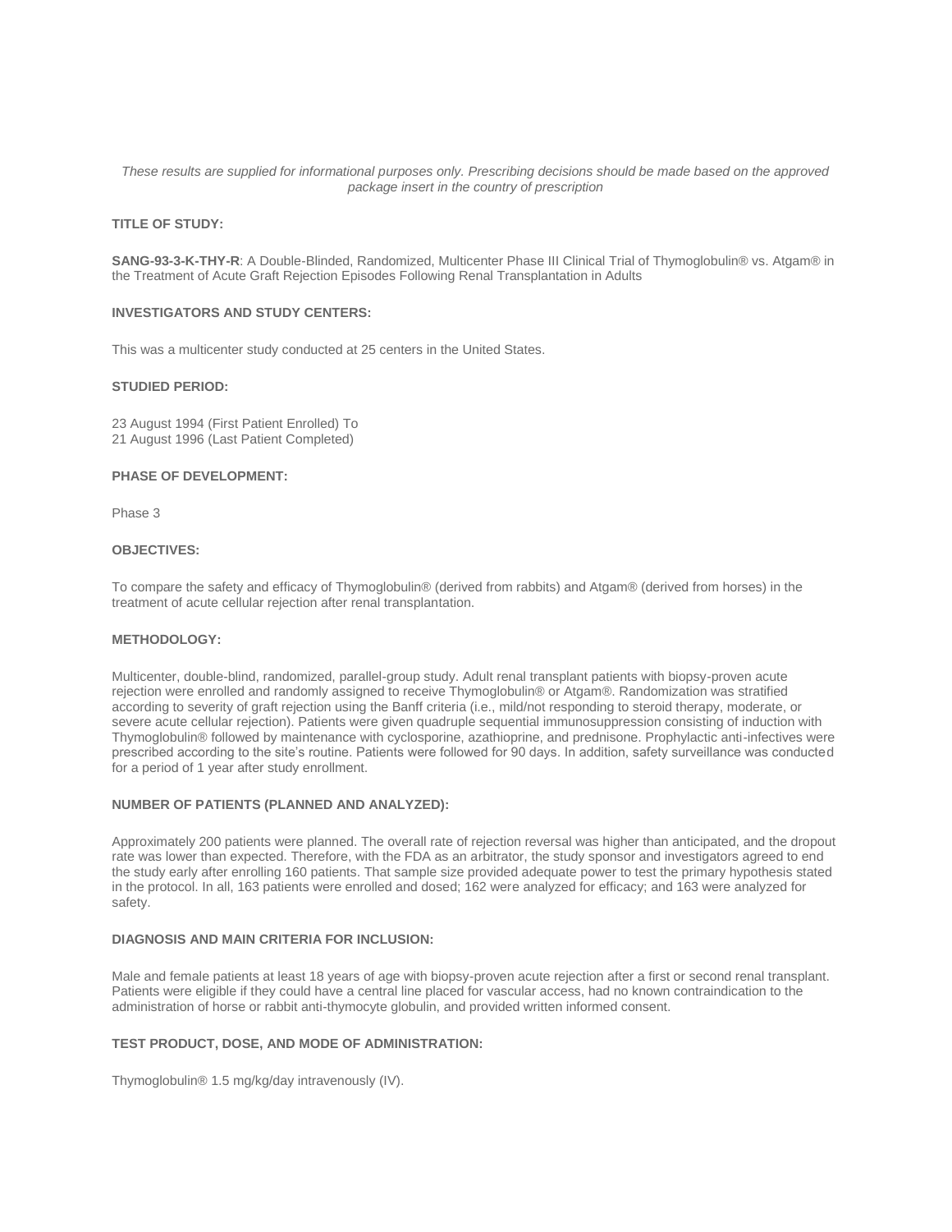*These results are supplied for informational purposes only. Prescribing decisions should be made based on the approved package insert in the country of prescription*

### TITLE OF STUDY:

**SANG-93-3-K-THY-R**: A Double-Blinded, Randomized, Multicenter Phase III Clinical Trial of Thymoglobulin® vs. Atgam® in the Treatment of Acute Graft Rejection Episodes Following Renal Transplantation in Adults

### INVESTIGATORS AND STUDY CENTERS:

This was a multicenter study conducted at 25 centers in the United States.

### STUDIED PERIOD:

23 August 1994 (First Patient Enrolled) To
21 August 1996 (Last Patient Completed)

### PHASE OF DEVELOPMENT:

Phase 3

### OBJECTIVES:

To compare the safety and efficacy of Thymoglobulin® (derived from rabbits) and Atgam® (derived from horses) in the treatment of acute cellular rejection after renal transplantation.

### METHODOLOGY:

Multicenter, double-blind, randomized, parallel-group study. Adult renal transplant patients with biopsy-proven acute rejection were enrolled and randomly assigned to receive Thymoglobulin® or Atgam®. Randomization was stratified according to severity of graft rejection using the Banff criteria (i.e., mild/not responding to steroid therapy, moderate, or severe acute cellular rejection). Patients were given quadruple sequential immunosuppression consisting of induction with Thymoglobulin® followed by maintenance with cyclosporine, azathioprine, and prednisone. Prophylactic anti-infectives were prescribed according to the site's routine. Patients were followed for 90 days. In addition, safety surveillance was conducted for a period of 1 year after study enrollment.

### NUMBER OF PATIENTS (PLANNED AND ANALYZED):

Approximately 200 patients were planned. The overall rate of rejection reversal was higher than anticipated, and the dropout rate was lower than expected. Therefore, with the FDA as an arbitrator, the study sponsor and investigators agreed to end the study early after enrolling 160 patients. That sample size provided adequate power to test the primary hypothesis stated in the protocol. In all, 163 patients were enrolled and dosed; 162 were analyzed for efficacy; and 163 were analyzed for safety.

### DIAGNOSIS AND MAIN CRITERIA FOR INCLUSION:

Male and female patients at least 18 years of age with biopsy-proven acute rejection after a first or second renal transplant. Patients were eligible if they could have a central line placed for vascular access, had no known contraindication to the administration of horse or rabbit anti-thymocyte globulin, and provided written informed consent.

### TEST PRODUCT, DOSE, AND MODE OF ADMINISTRATION:

Thymoglobulin® 1.5 mg/kg/day intravenously (IV).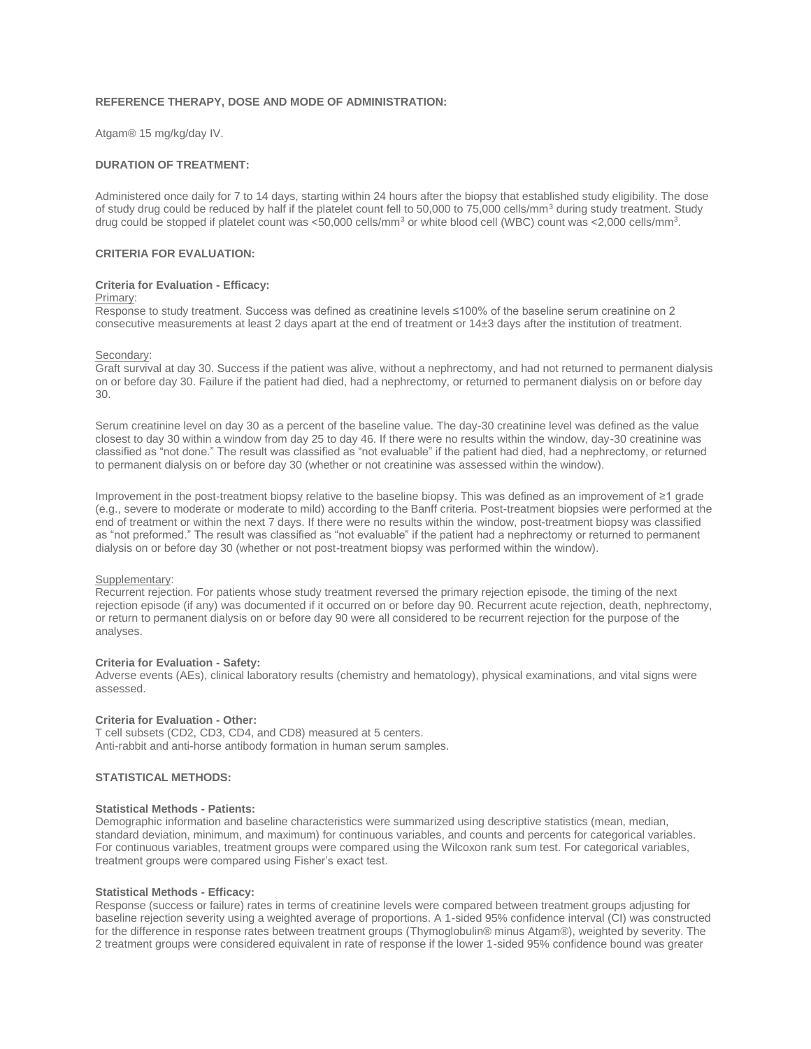### REFERENCE THERAPY, DOSE AND MODE OF ADMINISTRATION:

Atgam® 15 mg/kg/day IV.

### DURATION OF TREATMENT:

Administered once daily for 7 to 14 days, starting within 24 hours after the biopsy that established study eligibility. The dose of study drug could be reduced by half if the platelet count fell to 50,000 to 75,000 cells/mm$^3$ during study treatment. Study drug could be stopped if platelet count was <50,000 cells/mm$^3$ or white blood cell (WBC) count was <2,000 cells/mm$^3$.

### CRITERIA FOR EVALUATION:

**Criteria for Evaluation - Efficacy:**

Primary:
Response to study treatment. Success was defined as creatinine levels ≤100% of the baseline serum creatinine on 2 consecutive measurements at least 2 days apart at the end of treatment or 14±3 days after the institution of treatment.

Secondary:
Graft survival at day 30. Success if the patient was alive, without a nephrectomy, and had not returned to permanent dialysis on or before day 30. Failure if the patient had died, had a nephrectomy, or returned to permanent dialysis on or before day 30.

Serum creatinine level on day 30 as a percent of the baseline value. The day-30 creatinine level was defined as the value closest to day 30 within a window from day 25 to day 46. If there were no results within the window, day-30 creatinine was classified as "not done." The result was classified as "not evaluable" if the patient had died, had a nephrectomy, or returned to permanent dialysis on or before day 30 (whether or not creatinine was assessed within the window).

Improvement in the post-treatment biopsy relative to the baseline biopsy. This was defined as an improvement of ≥1 grade (e.g., severe to moderate or moderate to mild) according to the Banff criteria. Post-treatment biopsies were performed at the end of treatment or within the next 7 days. If there were no results within the window, post-treatment biopsy was classified as "not preformed." The result was classified as "not evaluable" if the patient had a nephrectomy or returned to permanent dialysis on or before day 30 (whether or not post-treatment biopsy was performed within the window).

Supplementary:
Recurrent rejection. For patients whose study treatment reversed the primary rejection episode, the timing of the next rejection episode (if any) was documented if it occurred on or before day 90. Recurrent acute rejection, death, nephrectomy, or return to permanent dialysis on or before day 90 were all considered to be recurrent rejection for the purpose of the analyses.

**Criteria for Evaluation - Safety:**
Adverse events (AEs), clinical laboratory results (chemistry and hematology), physical examinations, and vital signs were assessed.

**Criteria for Evaluation - Other:**
T cell subsets (CD2, CD3, CD4, and CD8) measured at 5 centers.
Anti-rabbit and anti-horse antibody formation in human serum samples.

### STATISTICAL METHODS:

**Statistical Methods - Patients:**
Demographic information and baseline characteristics were summarized using descriptive statistics (mean, median, standard deviation, minimum, and maximum) for continuous variables, and counts and percents for categorical variables. For continuous variables, treatment groups were compared using the Wilcoxon rank sum test. For categorical variables, treatment groups were compared using Fisher's exact test.

**Statistical Methods - Efficacy:**
Response (success or failure) rates in terms of creatinine levels were compared between treatment groups adjusting for baseline rejection severity using a weighted average of proportions. A 1-sided 95% confidence interval (CI) was constructed for the difference in response rates between treatment groups (Thymoglobulin® minus Atgam®), weighted by severity. The 2 treatment groups were considered equivalent in rate of response if the lower 1-sided 95% confidence bound was greater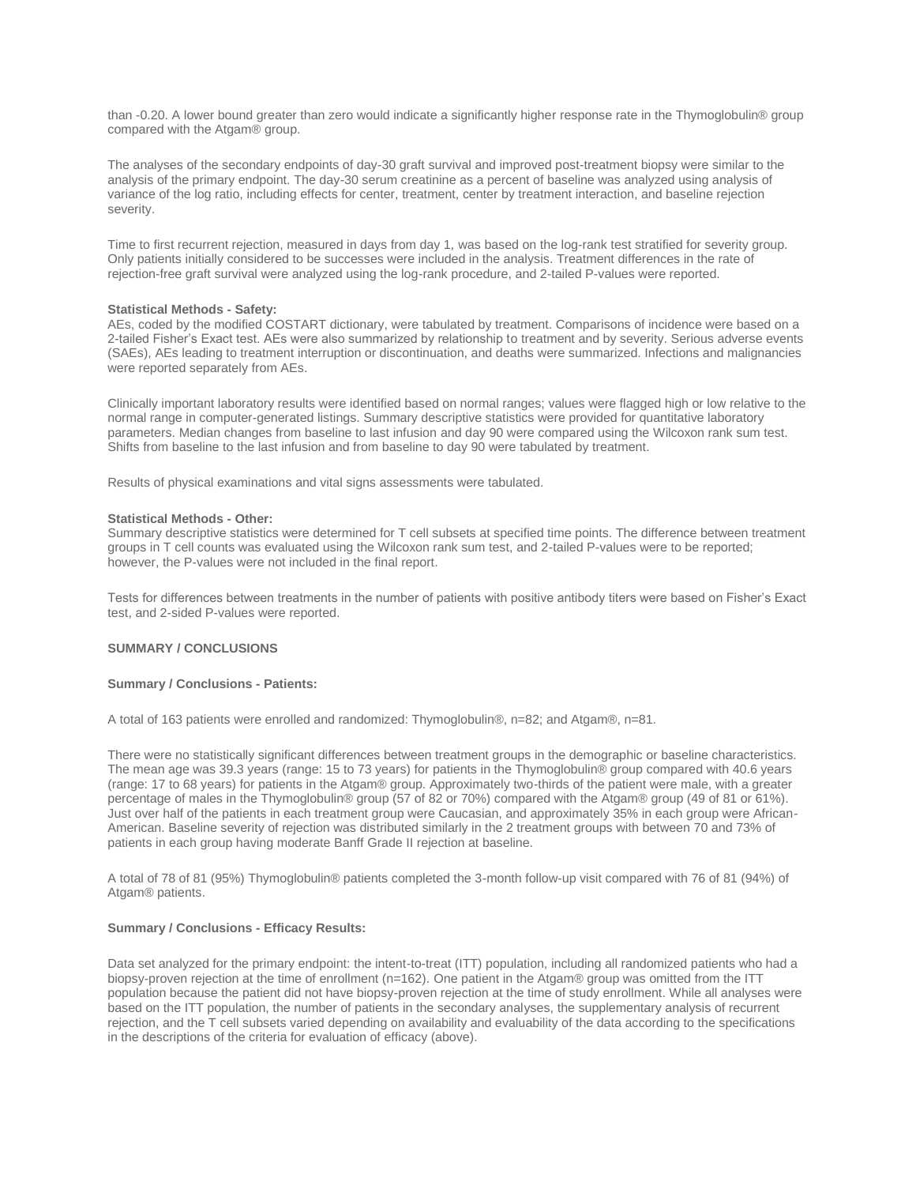than -0.20. A lower bound greater than zero would indicate a significantly higher response rate in the Thymoglobulin® group compared with the Atgam® group.

The analyses of the secondary endpoints of day-30 graft survival and improved post-treatment biopsy were similar to the analysis of the primary endpoint. The day-30 serum creatinine as a percent of baseline was analyzed using analysis of variance of the log ratio, including effects for center, treatment, center by treatment interaction, and baseline rejection severity.

Time to first recurrent rejection, measured in days from day 1, was based on the log-rank test stratified for severity group. Only patients initially considered to be successes were included in the analysis. Treatment differences in the rate of rejection-free graft survival were analyzed using the log-rank procedure, and 2-tailed P-values were reported.

**Statistical Methods - Safety:**
AEs, coded by the modified COSTART dictionary, were tabulated by treatment. Comparisons of incidence were based on a 2-tailed Fisher's Exact test. AEs were also summarized by relationship to treatment and by severity. Serious adverse events (SAEs), AEs leading to treatment interruption or discontinuation, and deaths were summarized. Infections and malignancies were reported separately from AEs.

Clinically important laboratory results were identified based on normal ranges; values were flagged high or low relative to the normal range in computer-generated listings. Summary descriptive statistics were provided for quantitative laboratory parameters. Median changes from baseline to last infusion and day 90 were compared using the Wilcoxon rank sum test. Shifts from baseline to the last infusion and from baseline to day 90 were tabulated by treatment.

Results of physical examinations and vital signs assessments were tabulated.

**Statistical Methods - Other:**
Summary descriptive statistics were determined for T cell subsets at specified time points. The difference between treatment groups in T cell counts was evaluated using the Wilcoxon rank sum test, and 2-tailed P-values were to be reported; however, the P-values were not included in the final report.

Tests for differences between treatments in the number of patients with positive antibody titers were based on Fisher's Exact test, and 2-sided P-values were reported.

**SUMMARY / CONCLUSIONS**

**Summary / Conclusions - Patients:**

A total of 163 patients were enrolled and randomized: Thymoglobulin®, n=82; and Atgam®, n=81.

There were no statistically significant differences between treatment groups in the demographic or baseline characteristics. The mean age was 39.3 years (range: 15 to 73 years) for patients in the Thymoglobulin® group compared with 40.6 years (range: 17 to 68 years) for patients in the Atgam® group. Approximately two-thirds of the patient were male, with a greater percentage of males in the Thymoglobulin® group (57 of 82 or 70%) compared with the Atgam® group (49 of 81 or 61%). Just over half of the patients in each treatment group were Caucasian, and approximately 35% in each group were African-American. Baseline severity of rejection was distributed similarly in the 2 treatment groups with between 70 and 73% of patients in each group having moderate Banff Grade II rejection at baseline.

A total of 78 of 81 (95%) Thymoglobulin® patients completed the 3-month follow-up visit compared with 76 of 81 (94%) of Atgam® patients.

**Summary / Conclusions - Efficacy Results:**

Data set analyzed for the primary endpoint: the intent-to-treat (ITT) population, including all randomized patients who had a biopsy-proven rejection at the time of enrollment (n=162). One patient in the Atgam® group was omitted from the ITT population because the patient did not have biopsy-proven rejection at the time of study enrollment. While all analyses were based on the ITT population, the number of patients in the secondary analyses, the supplementary analysis of recurrent rejection, and the T cell subsets varied depending on availability and evaluability of the data according to the specifications in the descriptions of the criteria for evaluation of efficacy (above).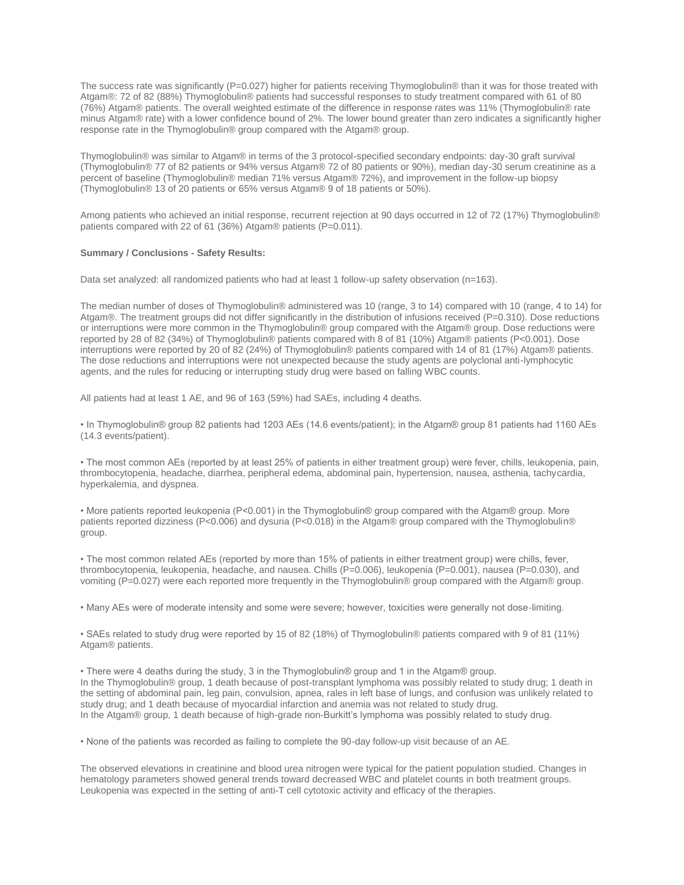The success rate was significantly (P=0.027) higher for patients receiving Thymoglobulin® than it was for those treated with Atgam®: 72 of 82 (88%) Thymoglobulin® patients had successful responses to study treatment compared with 61 of 80 (76%) Atgam® patients. The overall weighted estimate of the difference in response rates was 11% (Thymoglobulin® rate minus Atgam® rate) with a lower confidence bound of 2%. The lower bound greater than zero indicates a significantly higher response rate in the Thymoglobulin® group compared with the Atgam® group.

Thymoglobulin® was similar to Atgam® in terms of the 3 protocol-specified secondary endpoints: day-30 graft survival (Thymoglobulin® 77 of 82 patients or 94% versus Atgam® 72 of 80 patients or 90%), median day-30 serum creatinine as a percent of baseline (Thymoglobulin® median 71% versus Atgam® 72%), and improvement in the follow-up biopsy (Thymoglobulin® 13 of 20 patients or 65% versus Atgam® 9 of 18 patients or 50%).

Among patients who achieved an initial response, recurrent rejection at 90 days occurred in 12 of 72 (17%) Thymoglobulin® patients compared with 22 of 61 (36%) Atgam® patients (P=0.011).

**Summary / Conclusions - Safety Results:**

Data set analyzed: all randomized patients who had at least 1 follow-up safety observation (n=163).

The median number of doses of Thymoglobulin® administered was 10 (range, 3 to 14) compared with 10 (range, 4 to 14) for Atgam®. The treatment groups did not differ significantly in the distribution of infusions received (P=0.310). Dose reductions or interruptions were more common in the Thymoglobulin® group compared with the Atgam® group. Dose reductions were reported by 28 of 82 (34%) of Thymoglobulin® patients compared with 8 of 81 (10%) Atgam® patients (P<0.001). Dose interruptions were reported by 20 of 82 (24%) of Thymoglobulin® patients compared with 14 of 81 (17%) Atgam® patients. The dose reductions and interruptions were not unexpected because the study agents are polyclonal anti-lymphocytic agents, and the rules for reducing or interrupting study drug were based on falling WBC counts.

All patients had at least 1 AE, and 96 of 163 (59%) had SAEs, including 4 deaths.

- In Thymoglobulin® group 82 patients had 1203 AEs (14.6 events/patient); in the Atgam® group 81 patients had 1160 AEs (14.3 events/patient).
- The most common AEs (reported by at least 25% of patients in either treatment group) were fever, chills, leukopenia, pain, thrombocytopenia, headache, diarrhea, peripheral edema, abdominal pain, hypertension, nausea, asthenia, tachycardia, hyperkalemia, and dyspnea.
- More patients reported leukopenia (P<0.001) in the Thymoglobulin® group compared with the Atgam® group. More patients reported dizziness (P<0.006) and dysuria (P<0.018) in the Atgam® group compared with the Thymoglobulin® group.
- The most common related AEs (reported by more than 15% of patients in either treatment group) were chills, fever, thrombocytopenia, leukopenia, headache, and nausea. Chills (P=0.006), leukopenia (P=0.001), nausea (P=0.030), and vomiting (P=0.027) were each reported more frequently in the Thymoglobulin® group compared with the Atgam® group.
- Many AEs were of moderate intensity and some were severe; however, toxicities were generally not dose-limiting.
- SAEs related to study drug were reported by 15 of 82 (18%) of Thymoglobulin® patients compared with 9 of 81 (11%) Atgam® patients.
- There were 4 deaths during the study, 3 in the Thymoglobulin® group and 1 in the Atgam® group.
  In the Thymoglobulin® group, 1 death because of post-transplant lymphoma was possibly related to study drug; 1 death in the setting of abdominal pain, leg pain, convulsion, apnea, rales in left base of lungs, and confusion was unlikely related to study drug; and 1 death because of myocardial infarction and anemia was not related to study drug.
  In the Atgam® group, 1 death because of high-grade non-Burkitt's lymphoma was possibly related to study drug.
- None of the patients was recorded as failing to complete the 90-day follow-up visit because of an AE.

The observed elevations in creatinine and blood urea nitrogen were typical for the patient population studied. Changes in hematology parameters showed general trends toward decreased WBC and platelet counts in both treatment groups. Leukopenia was expected in the setting of anti-T cell cytotoxic activity and efficacy of the therapies.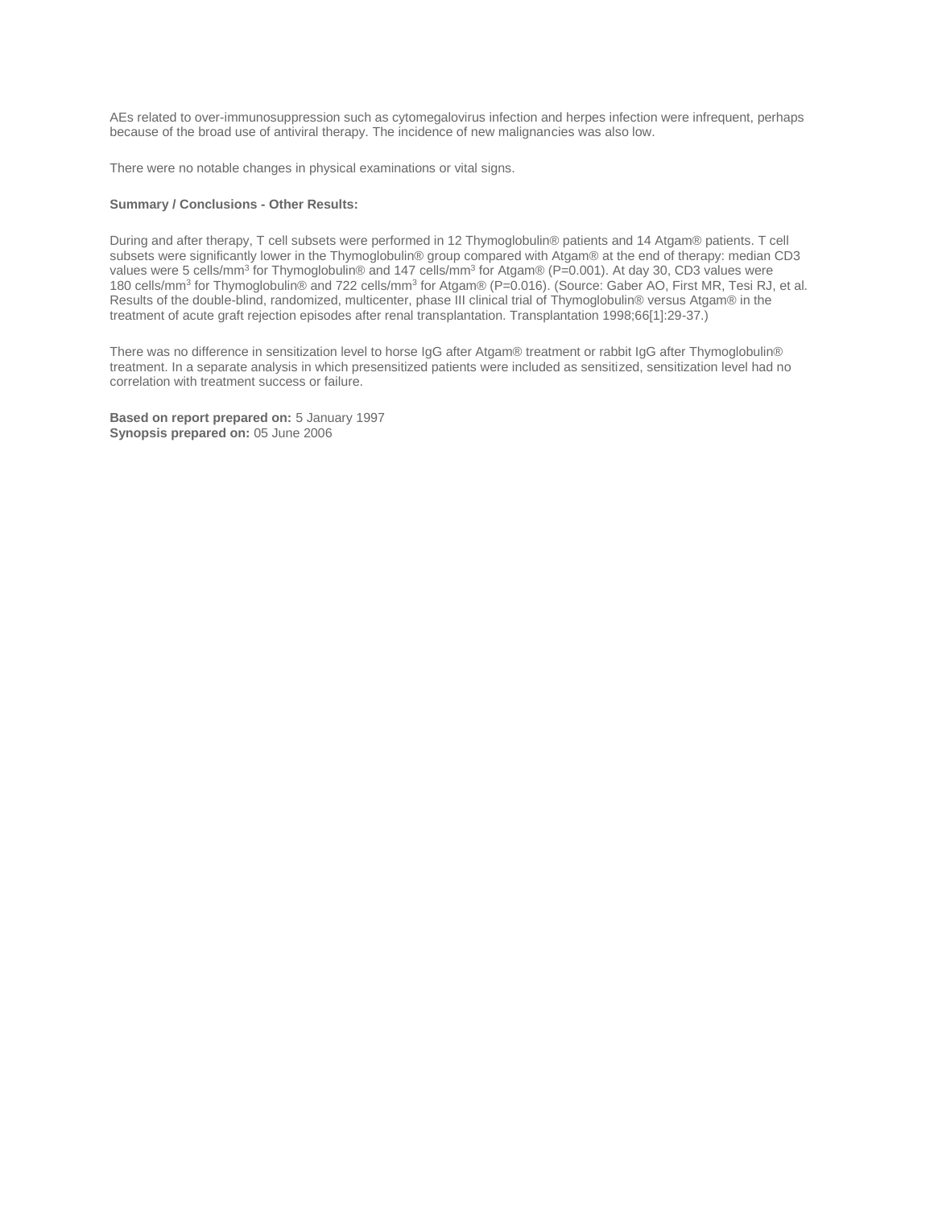AEs related to over-immunosuppression such as cytomegalovirus infection and herpes infection were infrequent, perhaps because of the broad use of antiviral therapy. The incidence of new malignancies was also low.

There were no notable changes in physical examinations or vital signs.

**Summary / Conclusions - Other Results:**

During and after therapy, T cell subsets were performed in 12 Thymoglobulin® patients and 14 Atgam® patients. T cell subsets were significantly lower in the Thymoglobulin® group compared with Atgam® at the end of therapy: median CD3 values were 5 cells/mm$^3$ for Thymoglobulin® and 147 cells/mm$^3$ for Atgam® ($P$=0.001). At day 30, CD3 values were 180 cells/mm$^3$ for Thymoglobulin® and 722 cells/mm$^3$ for Atgam® ($P$=0.016). (Source: Gaber AO, First MR, Tesi RJ, et al. Results of the double-blind, randomized, multicenter, phase III clinical trial of Thymoglobulin® versus Atgam® in the treatment of acute graft rejection episodes after renal transplantation. Transplantation 1998;66[1]:29-37.)

There was no difference in sensitization level to horse IgG after Atgam® treatment or rabbit IgG after Thymoglobulin® treatment. In a separate analysis in which presensitized patients were included as sensitized, sensitization level had no correlation with treatment success or failure.

**Based on report prepared on:** 5 January 1997
**Synopsis prepared on:** 05 June 2006